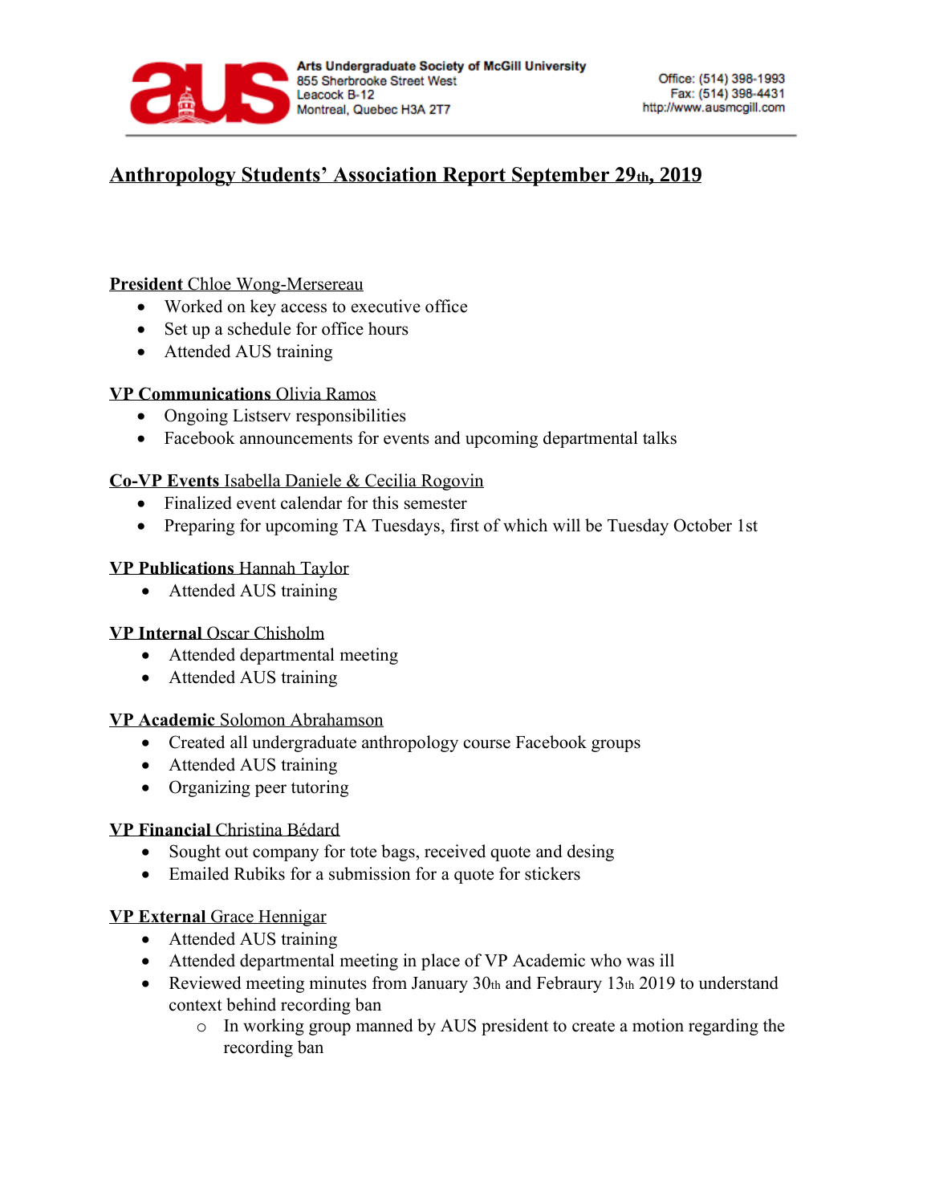Arts Undergraduate Society of McGill University
855 Sherbrooke Street West
Leacock B-12
Montreal, Quebec H3A 2T7

Office: (514) 398-1993
Fax: (514) 398-4431
http://www.ausmcgill.com

# Anthropology Students' Association Report September 29th, 2019

**President** Chloe Wong-Mersereau

- Worked on key access to executive office
- Set up a schedule for office hours
- Attended AUS training

**VP Communications** Olivia Ramos

- Ongoing Listserv responsibilities
- Facebook announcements for events and upcoming departmental talks

**Co-VP Events** Isabella Daniele & Cecilia Rogovin

- Finalized event calendar for this semester
- Preparing for upcoming TA Tuesdays, first of which will be Tuesday October 1st

**VP Publications** Hannah Taylor

- Attended AUS training

**VP Internal** Oscar Chisholm

- Attended departmental meeting
- Attended AUS training

**VP Academic** Solomon Abrahamson

- Created all undergraduate anthropology course Facebook groups
- Attended AUS training
- Organizing peer tutoring

**VP Financial** Christina Bédard

- Sought out company for tote bags, received quote and desing
- Emailed Rubiks for a submission for a quote for stickers

**VP External** Grace Hennigar

- Attended AUS training
- Attended departmental meeting in place of VP Academic who was ill
- Reviewed meeting minutes from January 30th and Febraury 13th 2019 to understand context behind recording ban
    - In working group manned by AUS president to create a motion regarding the recording ban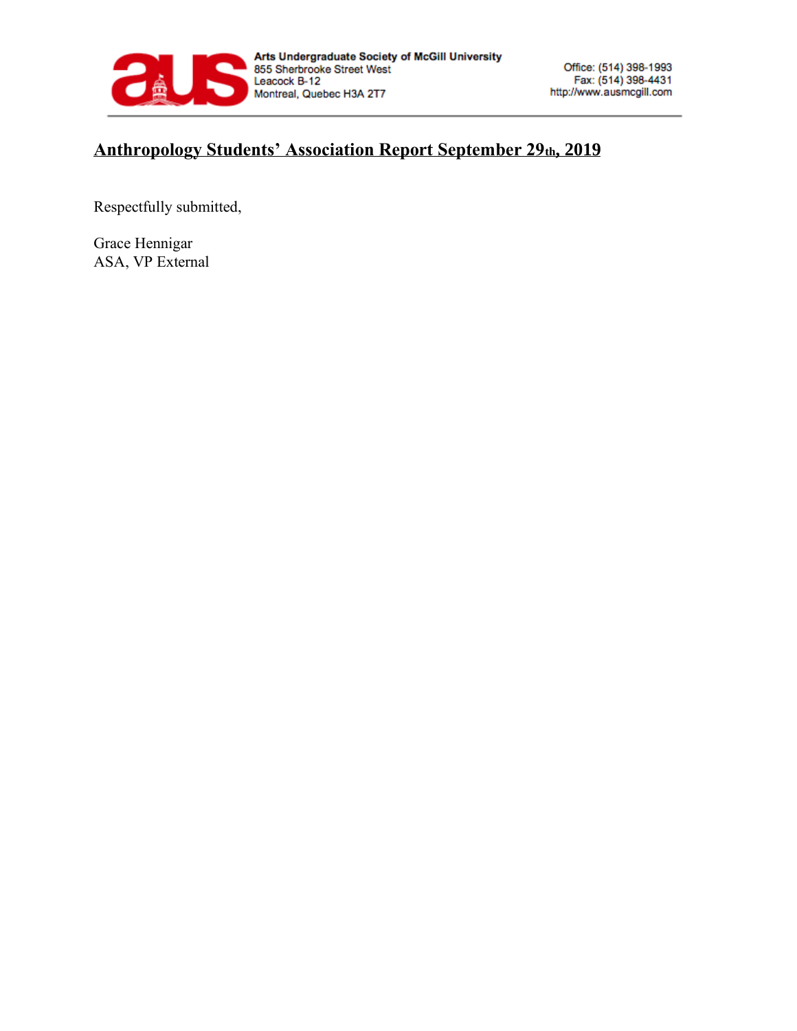**Anthropology Students' Association Report September 29th, 2019**

Respectfully submitted,

Grace Hennigar
ASA, VP External